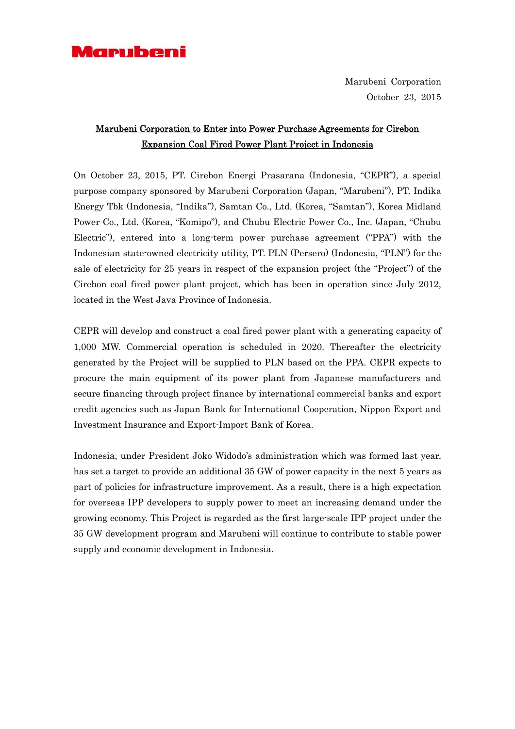Marubeni

Marubeni Corporation
October 23, 2015

# Marubeni Corporation to Enter into Power Purchase Agreements for Cirebon Expansion Coal Fired Power Plant Project in Indonesia

On October 23, 2015, PT. Cirebon Energi Prasarana (Indonesia, "CEPR"), a special purpose company sponsored by Marubeni Corporation (Japan, "Marubeni"), PT. Indika Energy Tbk (Indonesia, "Indika"), Samtan Co., Ltd. (Korea, "Samtan"), Korea Midland Power Co., Ltd. (Korea, "Komipo"), and Chubu Electric Power Co., Inc. (Japan, "Chubu Electric"), entered into a long-term power purchase agreement ("PPA") with the Indonesian state-owned electricity utility, PT. PLN (Persero) (Indonesia, "PLN") for the sale of electricity for 25 years in respect of the expansion project (the "Project") of the Cirebon coal fired power plant project, which has been in operation since July 2012, located in the West Java Province of Indonesia.

CEPR will develop and construct a coal fired power plant with a generating capacity of 1,000 MW. Commercial operation is scheduled in 2020. Thereafter the electricity generated by the Project will be supplied to PLN based on the PPA. CEPR expects to procure the main equipment of its power plant from Japanese manufacturers and secure financing through project finance by international commercial banks and export credit agencies such as Japan Bank for International Cooperation, Nippon Export and Investment Insurance and Export-Import Bank of Korea.

Indonesia, under President Joko Widodo's administration which was formed last year, has set a target to provide an additional 35 GW of power capacity in the next 5 years as part of policies for infrastructure improvement. As a result, there is a high expectation for overseas IPP developers to supply power to meet an increasing demand under the growing economy. This Project is regarded as the first large-scale IPP project under the 35 GW development program and Marubeni will continue to contribute to stable power supply and economic development in Indonesia.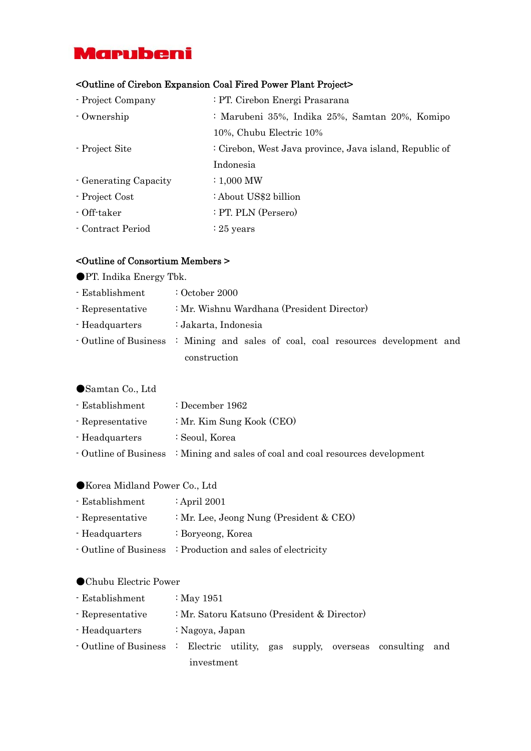**Marubeni**

### <Outline of Cirebon Expansion Coal Fired Power Plant Project>

- Project Company : PT. Cirebon Energi Prasarana
- Ownership : Marubeni 35%, Indika 25%, Samtan 20%, Komipo 10%, Chubu Electric 10%
- Project Site : Cirebon, West Java province, Java island, Republic of Indonesia
- Generating Capacity : 1,000 MW
- Project Cost : About US$2 billion
- Off-taker : PT. PLN (Persero)
- Contract Period : 25 years

### <Outline of Consortium Members >

●PT. Indika Energy Tbk.

- Establishment : October 2000
- Representative : Mr. Wishnu Wardhana (President Director)
- Headquarters : Jakarta, Indonesia
- Outline of Business : Mining and sales of coal, coal resources development and construction

●Samtan Co., Ltd

- Establishment : December 1962
- Representative : Mr. Kim Sung Kook (CEO)
- Headquarters : Seoul, Korea
- Outline of Business : Mining and sales of coal and coal resources development

●Korea Midland Power Co., Ltd

- Establishment : April 2001
- Representative : Mr. Lee, Jeong Nung (President & CEO)
- Headquarters : Boryeong, Korea
- Outline of Business : Production and sales of electricity

●Chubu Electric Power

- Establishment : May 1951
- Representative : Mr. Satoru Katsuno (President & Director)
- Headquarters : Nagoya, Japan
- Outline of Business : Electric utility, gas supply, overseas consulting and investment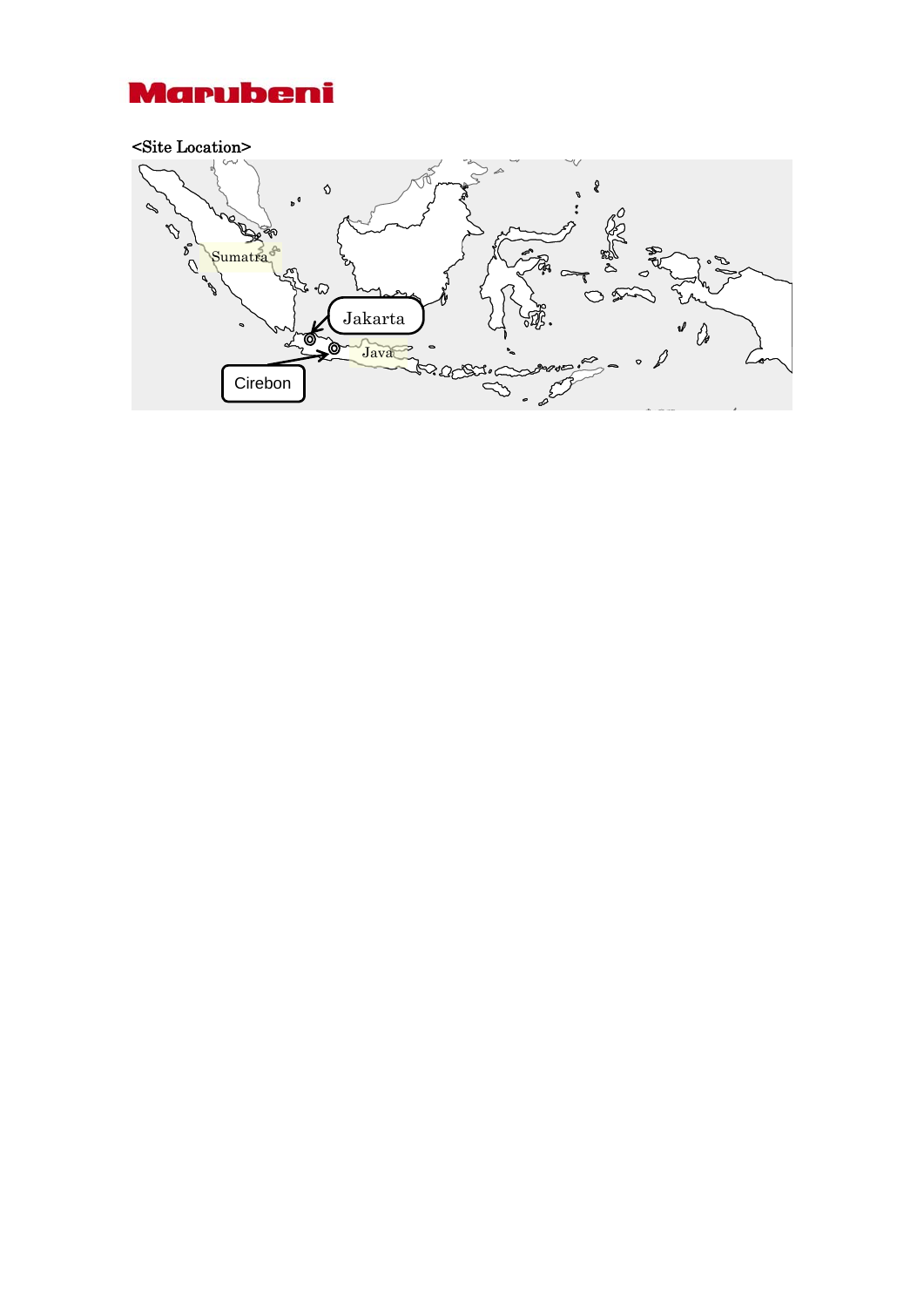<Site Location>

Sumatra

Jakarta

Java

Cirebon